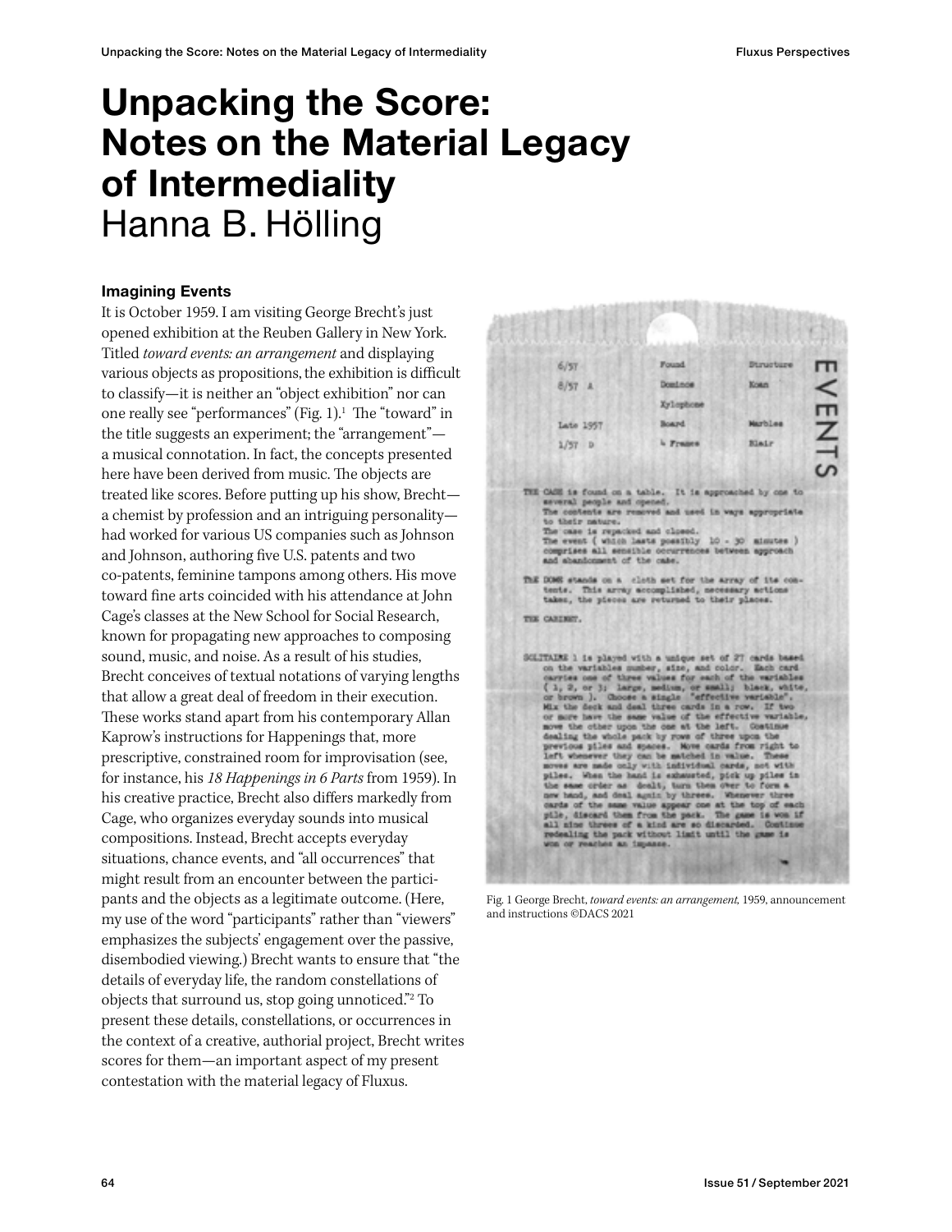# Unpacking the Score: Notes on the Material Legacy of Intermediality

Hanna B. Hölling

### Imagining Events

It is October 1959. I am visiting George Brecht's just opened exhibition at the Reuben Gallery in New York. Titled *toward events: an arrangement* and displaying various objects as propositions, the exhibition is difficult to classify—it is neither an "object exhibition" nor can one really see "performances" (Fig. 1).[1] The "toward" in the title suggests an experiment; the "arrangement"—a musical connotation. In fact, the concepts presented here have been derived from music. The objects are treated like scores. Before putting up his show, Brecht—a chemist by profession and an intriguing personality—had worked for various US companies such as Johnson and Johnson, authoring five U.S. patents and two co-patents, feminine tampons among others. His move toward fine arts coincided with his attendance at John Cage's classes at the New School for Social Research, known for propagating new approaches to composing sound, music, and noise. As a result of his studies, Brecht conceives of textual notations of varying lengths that allow a great deal of freedom in their execution. These works stand apart from his contemporary Allan Kaprow's instructions for Happenings that, more prescriptive, constrained room for improvisation (see, for instance, his *18 Happenings in 6 Parts* from 1959). In his creative practice, Brecht also differs markedly from Cage, who organizes everyday sounds into musical compositions. Instead, Brecht accepts everyday situations, chance events, and "all occurrences" that might result from an encounter between the participants and the objects as a legitimate outcome. (Here, my use of the word "participants" rather than "viewers" emphasizes the subjects' engagement over the passive, disembodied viewing.) Brecht wants to ensure that "the details of everyday life, the random constellations of objects that surround us, stop going unnoticed."[2] To present these details, constellations, or occurrences in the context of a creative, authorial project, Brecht writes scores for them—an important aspect of my present contestation with the material legacy of Fluxus.

Fig. 1 George Brecht, *toward events: an arrangement*, 1959, announcement and instructions ©DACS 2021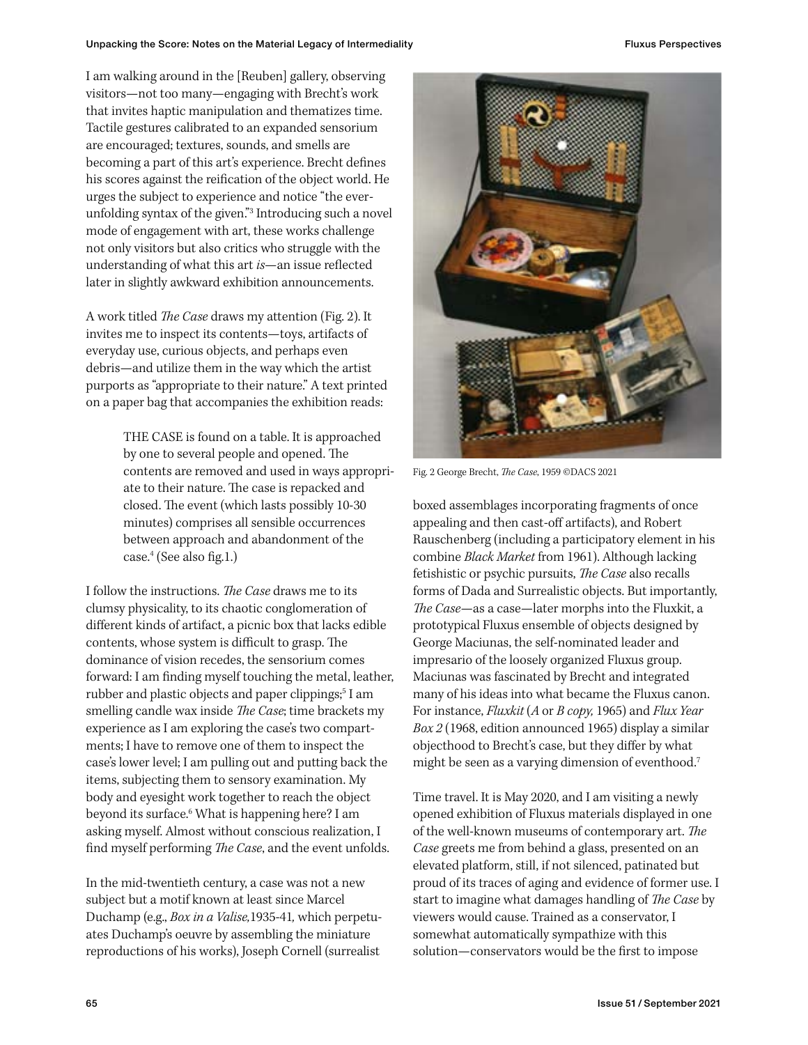I am walking around in the [Reuben] gallery, observing visitors—not too many—engaging with Brecht's work that invites haptic manipulation and thematizes time. Tactile gestures calibrated to an expanded sensorium are encouraged; textures, sounds, and smells are becoming a part of this art's experience. Brecht defines his scores against the reification of the object world. He urges the subject to experience and notice "the ever-unfolding syntax of the given."[3] Introducing such a novel mode of engagement with art, these works challenge not only visitors but also critics who struggle with the understanding of what this art *is*—an issue reflected later in slightly awkward exhibition announcements.

A work titled *The Case* draws my attention (Fig. 2). It invites me to inspect its contents—toys, artifacts of everyday use, curious objects, and perhaps even debris—and utilize them in the way which the artist purports as "appropriate to their nature." A text printed on a paper bag that accompanies the exhibition reads:

> THE CASE is found on a table. It is approached by one to several people and opened. The contents are removed and used in ways appropriate to their nature. The case is repacked and closed. The event (which lasts possibly 10-30 minutes) comprises all sensible occurrences between approach and abandonment of the case.[4] (See also fig.1.)

I follow the instructions. *The Case* draws me to its clumsy physicality, to its chaotic conglomeration of different kinds of artifact, a picnic box that lacks edible contents, whose system is difficult to grasp. The dominance of vision recedes, the sensorium comes forward: I am finding myself touching the metal, leather, rubber and plastic objects and paper clippings;[5] I am smelling candle wax inside *The Case*; time brackets my experience as I am exploring the case's two compartments; I have to remove one of them to inspect the case's lower level; I am pulling out and putting back the items, subjecting them to sensory examination. My body and eyesight work together to reach the object beyond its surface.[6] What is happening here? I am asking myself. Almost without conscious realization, I find myself performing *The Case*, and the event unfolds.

In the mid-twentieth century, a case was not a new subject but a motif known at least since Marcel Duchamp (e.g., *Box in a Valise,*1935-41*,* which perpetuates Duchamp's oeuvre by assembling the miniature reproductions of his works), Joseph Cornell (surrealist boxed assemblages incorporating fragments of once appealing and then cast-off artifacts), and Robert Rauschenberg (including a participatory element in his combine *Black Market* from 1961). Although lacking fetishistic or psychic pursuits, *The Case* also recalls forms of Dada and Surrealistic objects. But importantly, *The Case*—as a case—later morphs into the Fluxkit, a prototypical Fluxus ensemble of objects designed by George Maciunas, the self-nominated leader and impresario of the loosely organized Fluxus group. Maciunas was fascinated by Brecht and integrated many of his ideas into what became the Fluxus canon. For instance, *Fluxkit* (*A* or *B copy,* 1965) and *Flux Year Box 2* (1968, edition announced 1965) display a similar objecthood to Brecht's case, but they differ by what might be seen as a varying dimension of eventhood.[7]

Fig. 2 George Brecht, *The Case*, 1959 ©DACS 2021

Time travel. It is May 2020, and I am visiting a newly opened exhibition of Fluxus materials displayed in one of the well-known museums of contemporary art. *The Case* greets me from behind a glass, presented on an elevated platform, still, if not silenced, patinated but proud of its traces of aging and evidence of former use. I start to imagine what damages handling of *The Case* by viewers would cause. Trained as a conservator, I somewhat automatically sympathize with this solution—conservators would be the first to impose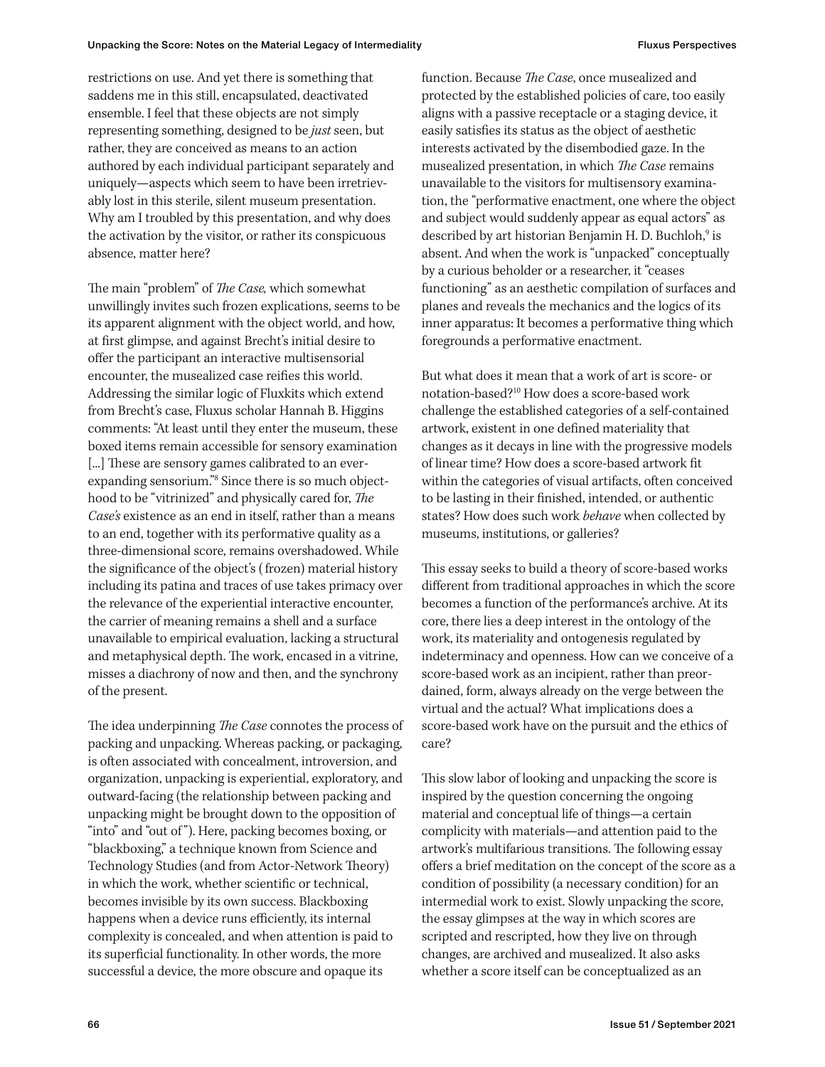restrictions on use. And yet there is something that saddens me in this still, encapsulated, deactivated ensemble. I feel that these objects are not simply representing something, designed to be *just* seen, but rather, they are conceived as means to an action authored by each individual participant separately and uniquely—aspects which seem to have been irretrievably lost in this sterile, silent museum presentation. Why am I troubled by this presentation, and why does the activation by the visitor, or rather its conspicuous absence, matter here?

The main "problem" of *The Case,* which somewhat unwillingly invites such frozen explications, seems to be its apparent alignment with the object world, and how, at first glimpse, and against Brecht's initial desire to offer the participant an interactive multisensorial encounter, the musealized case reifies this world. Addressing the similar logic of Fluxkits which extend from Brecht's case, Fluxus scholar Hannah B. Higgins comments: "At least until they enter the museum, these boxed items remain accessible for sensory examination [...] These are sensory games calibrated to an ever-expanding sensorium."[8] Since there is so much objecthood to be "vitrinized" and physically cared for, *The Case's* existence as an end in itself, rather than a means to an end, together with its performative quality as a three-dimensional score, remains overshadowed. While the significance of the object's (frozen) material history including its patina and traces of use takes primacy over the relevance of the experiential interactive encounter, the carrier of meaning remains a shell and a surface unavailable to empirical evaluation, lacking a structural and metaphysical depth. The work, encased in a vitrine, misses a diachrony of now and then, and the synchrony of the present.

The idea underpinning *The Case* connotes the process of packing and unpacking. Whereas packing, or packaging, is often associated with concealment, introversion, and organization, unpacking is experiential, exploratory, and outward-facing (the relationship between packing and unpacking might be brought down to the opposition of "into" and "out of"). Here, packing becomes boxing, or "blackboxing," a technique known from Science and Technology Studies (and from Actor-Network Theory) in which the work, whether scientific or technical, becomes invisible by its own success. Blackboxing happens when a device runs efficiently, its internal complexity is concealed, and when attention is paid to its superficial functionality. In other words, the more successful a device, the more obscure and opaque its function. Because *The Case*, once musealized and protected by the established policies of care, too easily aligns with a passive receptacle or a staging device, it easily satisfies its status as the object of aesthetic interests activated by the disembodied gaze. In the musealized presentation, in which *The Case* remains unavailable to the visitors for multisensory examination, the "performative enactment, one where the object and subject would suddenly appear as equal actors" as described by art historian Benjamin H. D. Buchloh,[9] is absent. And when the work is "unpacked" conceptually by a curious beholder or a researcher, it "ceases functioning" as an aesthetic compilation of surfaces and planes and reveals the mechanics and the logics of its inner apparatus: It becomes a performative thing which foregrounds a performative enactment.

But what does it mean that a work of art is score- or notation-based?[10] How does a score-based work challenge the established categories of a self-contained artwork, existent in one defined materiality that changes as it decays in line with the progressive models of linear time? How does a score-based artwork fit within the categories of visual artifacts, often conceived to be lasting in their finished, intended, or authentic states? How does such work *behave* when collected by museums, institutions, or galleries?

This essay seeks to build a theory of score-based works different from traditional approaches in which the score becomes a function of the performance's archive. At its core, there lies a deep interest in the ontology of the work, its materiality and ontogenesis regulated by indeterminacy and openness. How can we conceive of a score-based work as an incipient, rather than preordained, form, always already on the verge between the virtual and the actual? What implications does a score-based work have on the pursuit and the ethics of care?

This slow labor of looking and unpacking the score is inspired by the question concerning the ongoing material and conceptual life of things—a certain complicity with materials—and attention paid to the artwork's multifarious transitions. The following essay offers a brief meditation on the concept of the score as a condition of possibility (a necessary condition) for an intermedial work to exist. Slowly unpacking the score, the essay glimpses at the way in which scores are scripted and rescripted, how they live on through changes, are archived and musealized. It also asks whether a score itself can be conceptualized as an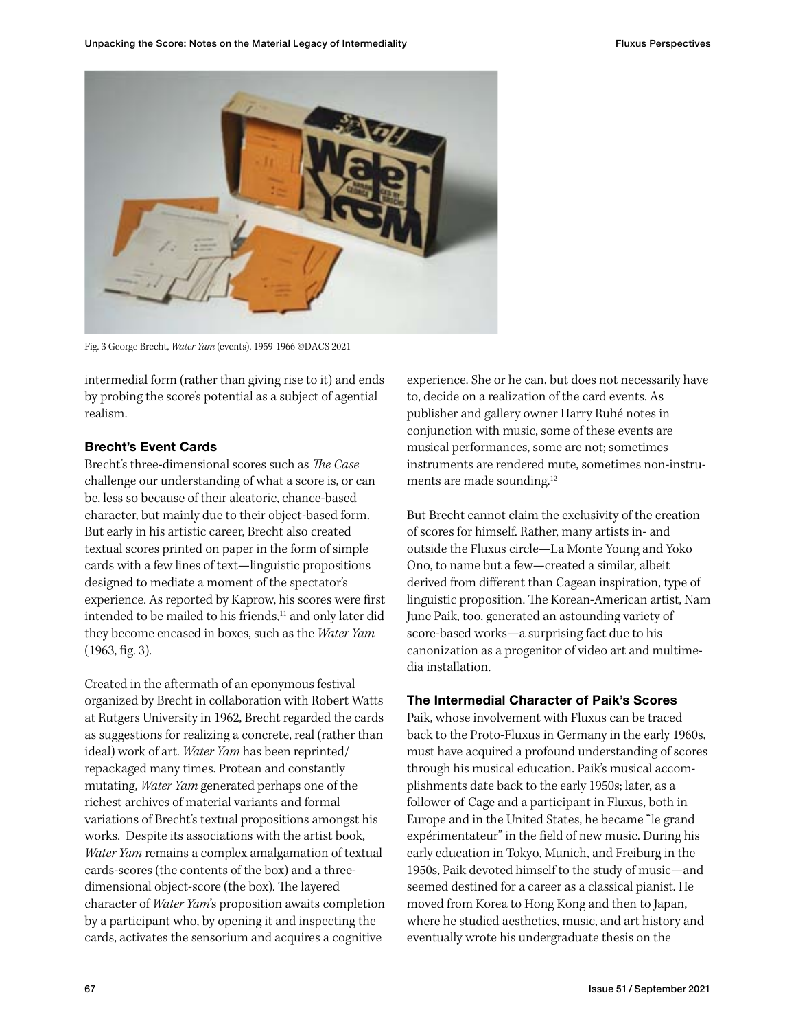Fig. 3 George Brecht, *Water Yam* (events), 1959-1966 ©DACS 2021

intermedial form (rather than giving rise to it) and ends by probing the score's potential as a subject of agential realism.

### Brecht's Event Cards

Brecht's three-dimensional scores such as *The Case* challenge our understanding of what a score is, or can be, less so because of their aleatoric, chance-based character, but mainly due to their object-based form. But early in his artistic career, Brecht also created textual scores printed on paper in the form of simple cards with a few lines of text—linguistic propositions designed to mediate a moment of the spectator's experience. As reported by Kaprow, his scores were first intended to be mailed to his friends,[11] and only later did they become encased in boxes, such as the *Water Yam* (1963, fig. 3).

Created in the aftermath of an eponymous festival organized by Brecht in collaboration with Robert Watts at Rutgers University in 1962, Brecht regarded the cards as suggestions for realizing a concrete, real (rather than ideal) work of art. *Water Yam* has been reprinted/repackaged many times. Protean and constantly mutating, *Water Yam* generated perhaps one of the richest archives of material variants and formal variations of Brecht's textual propositions amongst his works. Despite its associations with the artist book, *Water Yam* remains a complex amalgamation of textual cards-scores (the contents of the box) and a three-dimensional object-score (the box). The layered character of *Water Yam*'s proposition awaits completion by a participant who, by opening it and inspecting the cards, activates the sensorium and acquires a cognitive experience. She or he can, but does not necessarily have to, decide on a realization of the card events. As publisher and gallery owner Harry Ruhé notes in conjunction with music, some of these events are musical performances, some are not; sometimes instruments are rendered mute, sometimes non-instruments are made sounding.[12]

But Brecht cannot claim the exclusivity of the creation of scores for himself. Rather, many artists in- and outside the Fluxus circle—La Monte Young and Yoko Ono, to name but a few—created a similar, albeit derived from different than Cagean inspiration, type of linguistic proposition. The Korean-American artist, Nam June Paik, too, generated an astounding variety of score-based works—a surprising fact due to his canonization as a progenitor of video art and multimedia installation.

### The Intermedial Character of Paik's Scores

Paik, whose involvement with Fluxus can be traced back to the Proto-Fluxus in Germany in the early 1960s, must have acquired a profound understanding of scores through his musical education. Paik's musical accomplishments date back to the early 1950s; later, as a follower of Cage and a participant in Fluxus, both in Europe and in the United States, he became "le grand expérimentateur" in the field of new music. During his early education in Tokyo, Munich, and Freiburg in the 1950s, Paik devoted himself to the study of music—and seemed destined for a career as a classical pianist. He moved from Korea to Hong Kong and then to Japan, where he studied aesthetics, music, and art history and eventually wrote his undergraduate thesis on the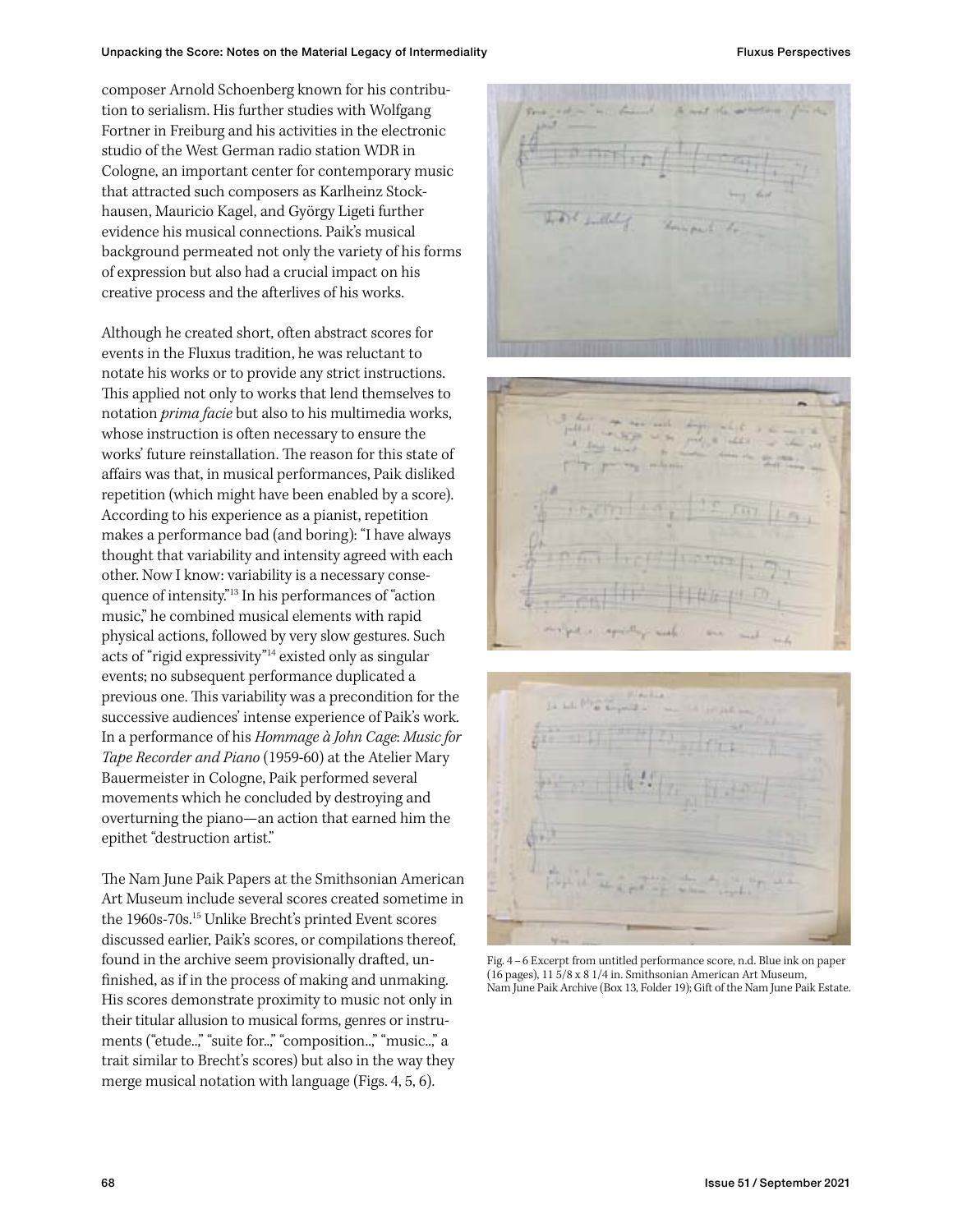composer Arnold Schoenberg known for his contribution to serialism. His further studies with Wolfgang Fortner in Freiburg and his activities in the electronic studio of the West German radio station WDR in Cologne, an important center for contemporary music that attracted such composers as Karlheinz Stockhausen, Mauricio Kagel, and György Ligeti further evidence his musical connections. Paik's musical background permeated not only the variety of his forms of expression but also had a crucial impact on his creative process and the afterlives of his works.

Although he created short, often abstract scores for events in the Fluxus tradition, he was reluctant to notate his works or to provide any strict instructions. This applied not only to works that lend themselves to notation *prima facie* but also to his multimedia works, whose instruction is often necessary to ensure the works' future reinstallation. The reason for this state of affairs was that, in musical performances, Paik disliked repetition (which might have been enabled by a score). According to his experience as a pianist, repetition makes a performance bad (and boring): "I have always thought that variability and intensity agreed with each other. Now I know: variability is a necessary consequence of intensity."[13] In his performances of "action music," he combined musical elements with rapid physical actions, followed by very slow gestures. Such acts of "rigid expressivity"[14] existed only as singular events; no subsequent performance duplicated a previous one. This variability was a precondition for the successive audiences' intense experience of Paik's work. In a performance of his *Hommage à John Cage*: *Music for Tape Recorder and Piano* (1959-60) at the Atelier Mary Bauermeister in Cologne, Paik performed several movements which he concluded by destroying and overturning the piano—an action that earned him the epithet "destruction artist."

The Nam June Paik Papers at the Smithsonian American Art Museum include several scores created sometime in the 1960s-70s.[15] Unlike Brecht's printed Event scores discussed earlier, Paik's scores, or compilations thereof, found in the archive seem provisionally drafted, unfinished, as if in the process of making and unmaking. His scores demonstrate proximity to music not only in their titular allusion to musical forms, genres or instruments ("etude...," "suite for...," "composition...," "music...," a trait similar to Brecht's scores) but also in the way they merge musical notation with language (Figs. 4, 5, 6).

Fig. 4 – 6 Excerpt from untitled performance score, n.d. Blue ink on paper (16 pages), 11 5/8 x 8 1/4 in. Smithsonian American Art Museum, Nam June Paik Archive (Box 13, Folder 19); Gift of the Nam June Paik Estate.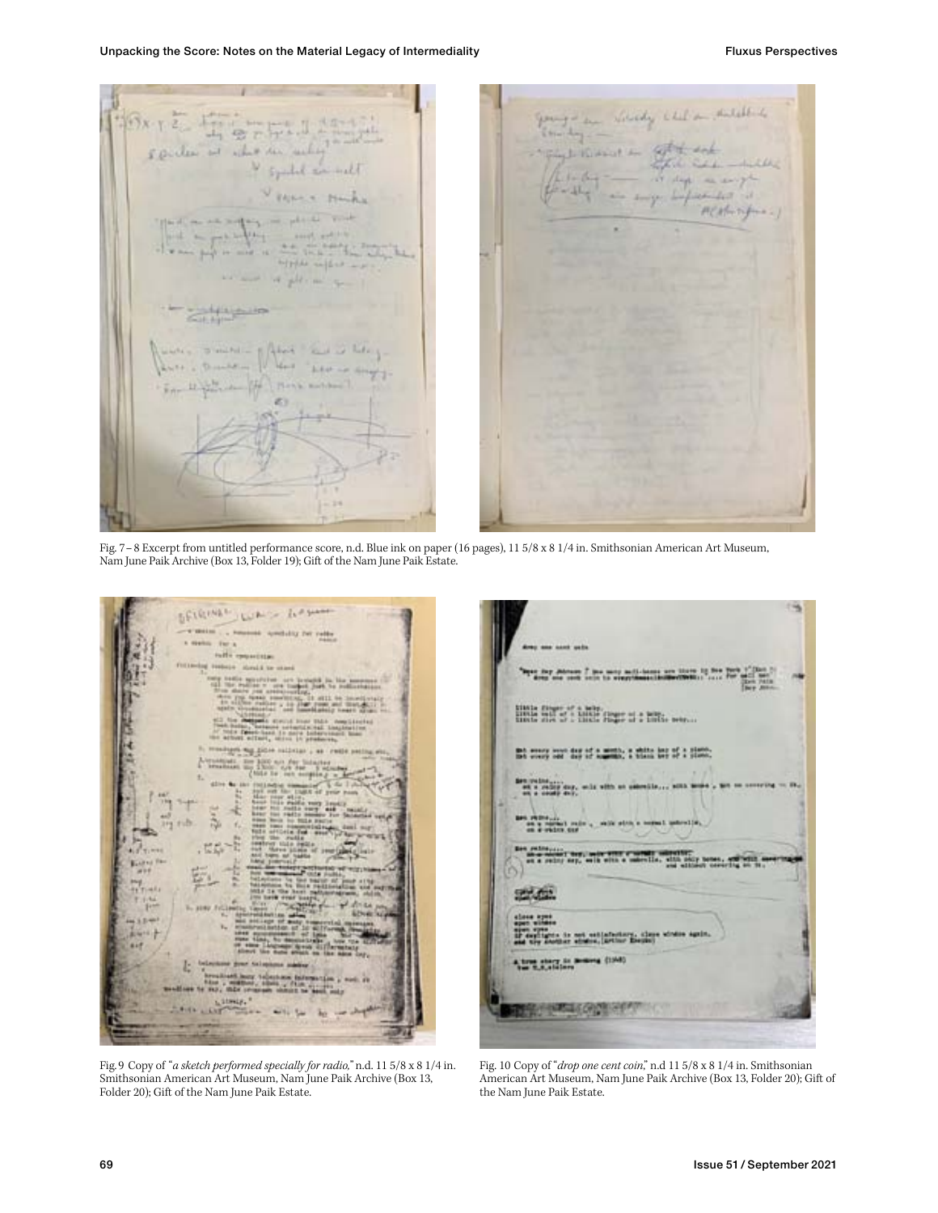Fig. 7 – 8 Excerpt from untitled performance score, n.d. Blue ink on paper (16 pages), 11 5/8 x 8 1/4 in. Smithsonian American Art Museum, Nam June Paik Archive (Box 13, Folder 19); Gift of the Nam June Paik Estate.

Fig. 9 Copy of "*a sketch performed specially for radio,*" n.d. 11 5/8 x 8 1/4 in. Smithsonian American Art Museum, Nam June Paik Archive (Box 13, Folder 20); Gift of the Nam June Paik Estate.

Fig. 10 Copy of "*drop one cent coin,*" n.d 11 5/8 x 8 1/4 in. Smithsonian American Art Museum, Nam June Paik Archive (Box 13, Folder 20); Gift of the Nam June Paik Estate.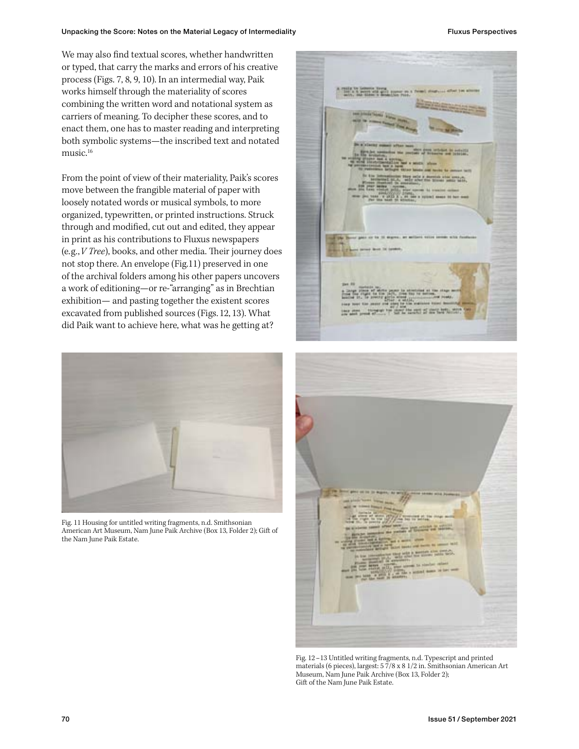We may also find textual scores, whether handwritten or typed, that carry the marks and errors of his creative process (Figs. 7, 8, 9, 10). In an intermedial way, Paik works himself through the materiality of scores combining the written word and notational system as carriers of meaning. To decipher these scores, and to enact them, one has to master reading and interpreting both symbolic systems—the inscribed text and notated music.[16]

From the point of view of their materiality, Paik's scores move between the frangible material of paper with loosely notated words or musical symbols, to more organized, typewritten, or printed instructions. Struck through and modified, cut out and edited, they appear in print as his contributions to Fluxus newspapers (e.g., *V Tree*), books, and other media. Their journey does not stop there. An envelope (Fig.11) preserved in one of the archival folders among his other papers uncovers a work of editioning—or re-"arranging" as in Brechtian exhibition— and pasting together the existent scores excavated from published sources (Figs. 12, 13). What did Paik want to achieve here, what was he getting at?

Fig. 11 Housing for untitled writing fragments, n.d. Smithsonian American Art Museum, Nam June Paik Archive (Box 13, Folder 2); Gift of the Nam June Paik Estate.

Fig. 12 – 13 Untitled writing fragments, n.d. Typescript and printed materials (6 pieces), largest: 5 7/8 x 8 1/2 in. Smithsonian American Art Museum, Nam June Paik Archive (Box 13, Folder 2); Gift of the Nam June Paik Estate.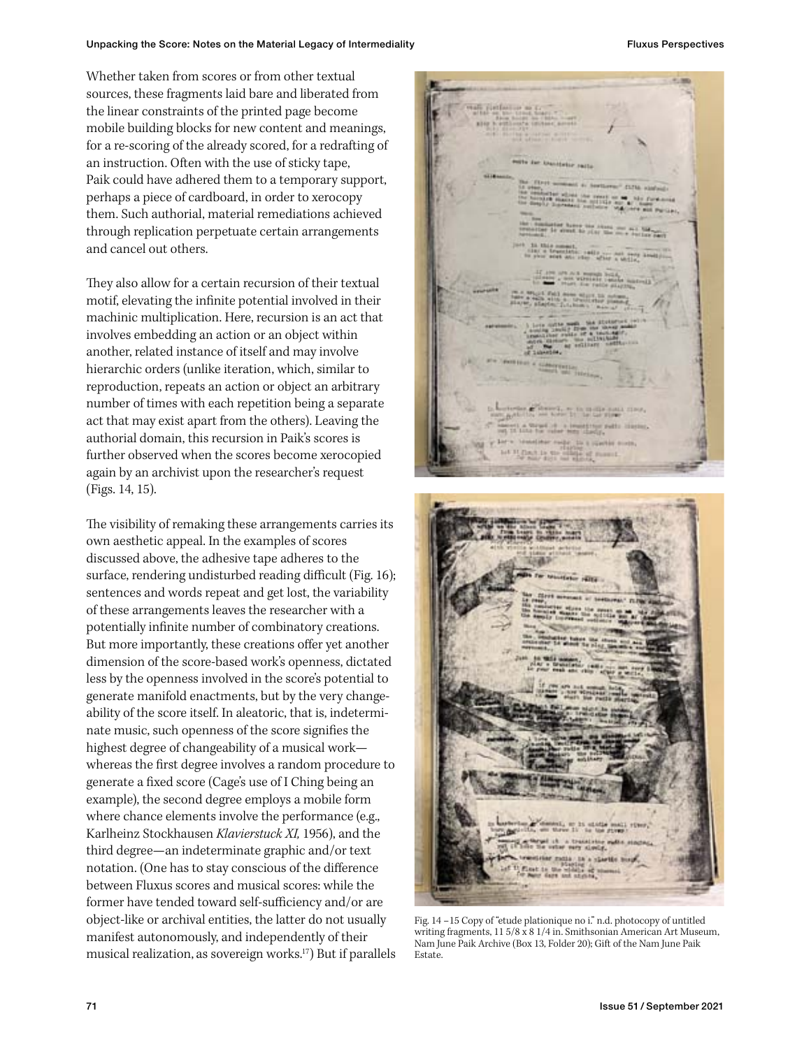Whether taken from scores or from other textual sources, these fragments laid bare and liberated from the linear constraints of the printed page become mobile building blocks for new content and meanings, for a re-scoring of the already scored, for a redrafting of an instruction. Often with the use of sticky tape, Paik could have adhered them to a temporary support, perhaps a piece of cardboard, in order to xerocopy them. Such authorial, material remediations achieved through replication perpetuate certain arrangements and cancel out others.

They also allow for a certain recursion of their textual motif, elevating the infinite potential involved in their machinic multiplication. Here, recursion is an act that involves embedding an action or an object within another, related instance of itself and may involve hierarchic orders (unlike iteration, which, similar to reproduction, repeats an action or object an arbitrary number of times with each repetition being a separate act that may exist apart from the others). Leaving the authorial domain, this recursion in Paik's scores is further observed when the scores become xerocopied again by an archivist upon the researcher's request (Figs. 14, 15).

The visibility of remaking these arrangements carries its own aesthetic appeal. In the examples of scores discussed above, the adhesive tape adheres to the surface, rendering undisturbed reading difficult (Fig. 16); sentences and words repeat and get lost, the variability of these arrangements leaves the researcher with a potentially infinite number of combinatory creations. But more importantly, these creations offer yet another dimension of the score-based work's openness, dictated less by the openness involved in the score's potential to generate manifold enactments, but by the very changeability of the score itself. In aleatoric, that is, indeterminate music, such openness of the score signifies the highest degree of changeability of a musical work—whereas the first degree involves a random procedure to generate a fixed score (Cage's use of I Ching being an example), the second degree employs a mobile form where chance elements involve the performance (e.g., Karlheinz Stockhausen *Klavierstuck XI,* 1956), and the third degree—an indeterminate graphic and/or text notation. (One has to stay conscious of the difference between Fluxus scores and musical scores: while the former have tended toward self-sufficiency and/or are object-like or archival entities, the latter do not usually manifest autonomously, and independently of their musical realization, as sovereign works.[17]) But if parallels

Fig. 14 –15 Copy of "etude plationique no i." n.d. photocopy of untitled writing fragments, 11 5/8 x 8 1/4 in. Smithsonian American Art Museum, Nam June Paik Archive (Box 13, Folder 20); Gift of the Nam June Paik Estate.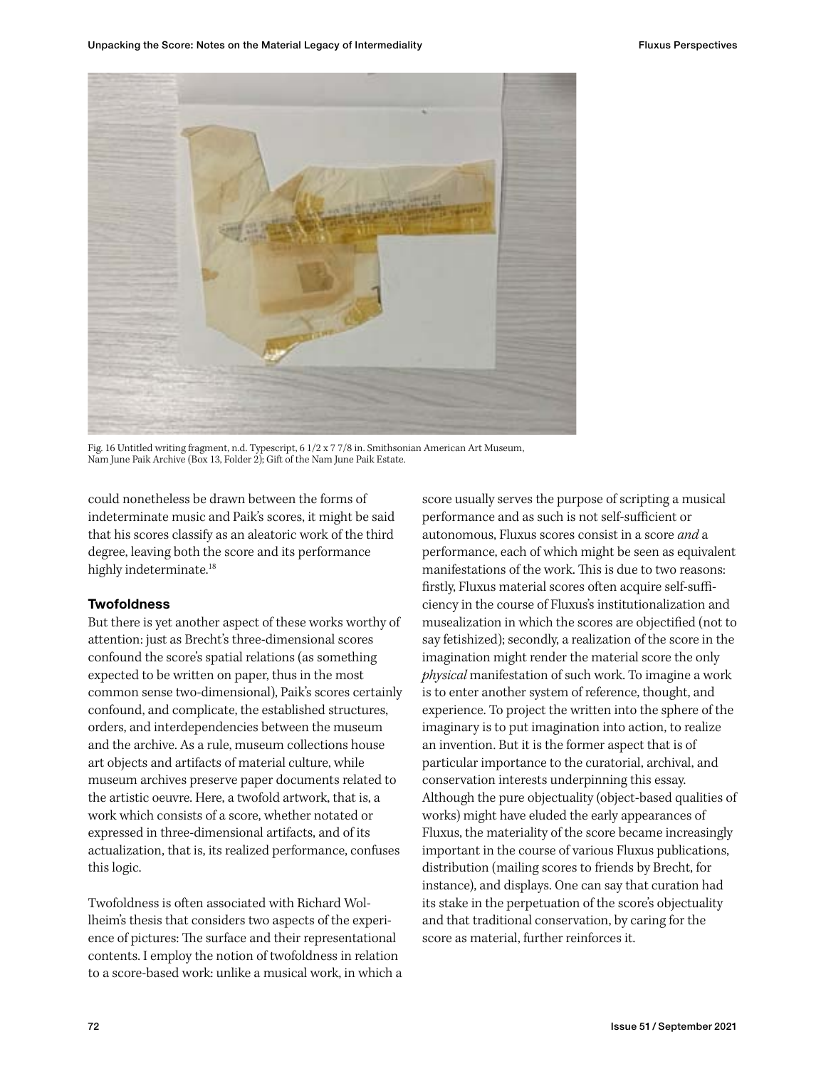Fig. 16 Untitled writing fragment, n.d. Typescript, 6 1/2 x 7 7/8 in. Smithsonian American Art Museum, Nam June Paik Archive (Box 13, Folder 2); Gift of the Nam June Paik Estate.

could nonetheless be drawn between the forms of indeterminate music and Paik's scores, it might be said that his scores classify as an aleatoric work of the third degree, leaving both the score and its performance highly indeterminate.[18]

### Twofoldness

But there is yet another aspect of these works worthy of attention: just as Brecht's three-dimensional scores confound the score's spatial relations (as something expected to be written on paper, thus in the most common sense two-dimensional), Paik's scores certainly confound, and complicate, the established structures, orders, and interdependencies between the museum and the archive. As a rule, museum collections house art objects and artifacts of material culture, while museum archives preserve paper documents related to the artistic oeuvre. Here, a twofold artwork, that is, a work which consists of a score, whether notated or expressed in three-dimensional artifacts, and of its actualization, that is, its realized performance, confuses this logic.

Twofoldness is often associated with Richard Wollheim's thesis that considers two aspects of the experience of pictures: The surface and their representational contents. I employ the notion of twofoldness in relation to a score-based work: unlike a musical work, in which a score usually serves the purpose of scripting a musical performance and as such is not self-sufficient or autonomous, Fluxus scores consist in a score *and* a performance, each of which might be seen as equivalent manifestations of the work. This is due to two reasons: firstly, Fluxus material scores often acquire self-sufficiency in the course of Fluxus's institutionalization and musealization in which the scores are objectified (not to say fetishized); secondly, a realization of the score in the imagination might render the material score the only *physical* manifestation of such work. To imagine a work is to enter another system of reference, thought, and experience. To project the written into the sphere of the imaginary is to put imagination into action, to realize an invention. But it is the former aspect that is of particular importance to the curatorial, archival, and conservation interests underpinning this essay. Although the pure objectuality (object-based qualities of works) might have eluded the early appearances of Fluxus, the materiality of the score became increasingly important in the course of various Fluxus publications, distribution (mailing scores to friends by Brecht, for instance), and displays. One can say that curation had its stake in the perpetuation of the score's objectuality and that traditional conservation, by caring for the score as material, further reinforces it.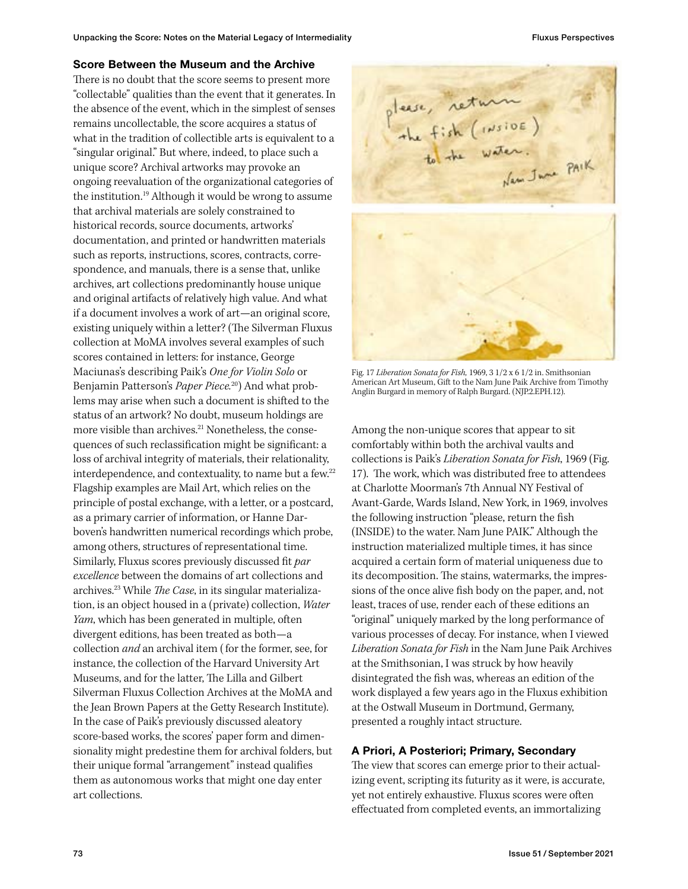## Score Between the Museum and the Archive

There is no doubt that the score seems to present more "collectable" qualities than the event that it generates. In the absence of the event, which in the simplest of senses remains uncollectable, the score acquires a status of what in the tradition of collectible arts is equivalent to a "singular original." But where, indeed, to place such a unique score? Archival artworks may provoke an ongoing reevaluation of the organizational categories of the institution.[19] Although it would be wrong to assume that archival materials are solely constrained to historical records, source documents, artworks' documentation, and printed or handwritten materials such as reports, instructions, scores, contracts, correspondence, and manuals, there is a sense that, unlike archives, art collections predominantly house unique and original artifacts of relatively high value. And what if a document involves a work of art—an original score, existing uniquely within a letter? (The Silverman Fluxus collection at MoMA involves several examples of such scores contained in letters: for instance, George Maciunas's describing Paik's *One for Violin Solo* or Benjamin Patterson's *Paper Piece*.[20]) And what problems may arise when such a document is shifted to the status of an artwork? No doubt, museum holdings are more visible than archives.[21] Nonetheless, the consequences of such reclassification might be significant: a loss of archival integrity of materials, their relationality, interdependence, and contextuality, to name but a few.[22] Flagship examples are Mail Art, which relies on the principle of postal exchange, with a letter, or a postcard, as a primary carrier of information, or Hanne Darboven's handwritten numerical recordings which probe, among others, structures of representational time. Similarly, Fluxus scores previously discussed fit *par excellence* between the domains of art collections and archives.[23] While *The Case*, in its singular materialization, is an object housed in a (private) collection, *Water Yam*, which has been generated in multiple, often divergent editions, has been treated as both—a collection *and* an archival item ( for the former, see, for instance, the collection of the Harvard University Art Museums, and for the latter, The Lilla and Gilbert Silverman Fluxus Collection Archives at the MoMA and the Jean Brown Papers at the Getty Research Institute). In the case of Paik's previously discussed aleatory score-based works, the scores' paper form and dimensionality might predestine them for archival folders, but their unique formal "arrangement" instead qualifies them as autonomous works that might one day enter art collections.

Fig. 17 *Liberation Sonata for Fish*, 1969, 3 1/2 x 6 1/2 in. Smithsonian American Art Museum, Gift to the Nam June Paik Archive from Timothy Anglin Burgard in memory of Ralph Burgard. (NJP.2.EPH.12).

Among the non-unique scores that appear to sit comfortably within both the archival vaults and collections is Paik's *Liberation Sonata for Fish*, 1969 (Fig. 17). The work, which was distributed free to attendees at Charlotte Moorman's 7th Annual NY Festival of Avant-Garde, Wards Island, New York, in 1969, involves the following instruction "please, return the fish (INSIDE) to the water. Nam June PAIK." Although the instruction materialized multiple times, it has since acquired a certain form of material uniqueness due to its decomposition. The stains, watermarks, the impressions of the once alive fish body on the paper, and, not least, traces of use, render each of these editions an "original" uniquely marked by the long performance of various processes of decay. For instance, when I viewed *Liberation Sonata for Fish* in the Nam June Paik Archives at the Smithsonian, I was struck by how heavily disintegrated the fish was, whereas an edition of the work displayed a few years ago in the Fluxus exhibition at the Ostwall Museum in Dortmund, Germany, presented a roughly intact structure.

## A Priori, A Posteriori; Primary, Secondary

The view that scores can emerge prior to their actualizing event, scripting its futurity as it were, is accurate, yet not entirely exhaustive. Fluxus scores were often effectuated from completed events, an immortalizing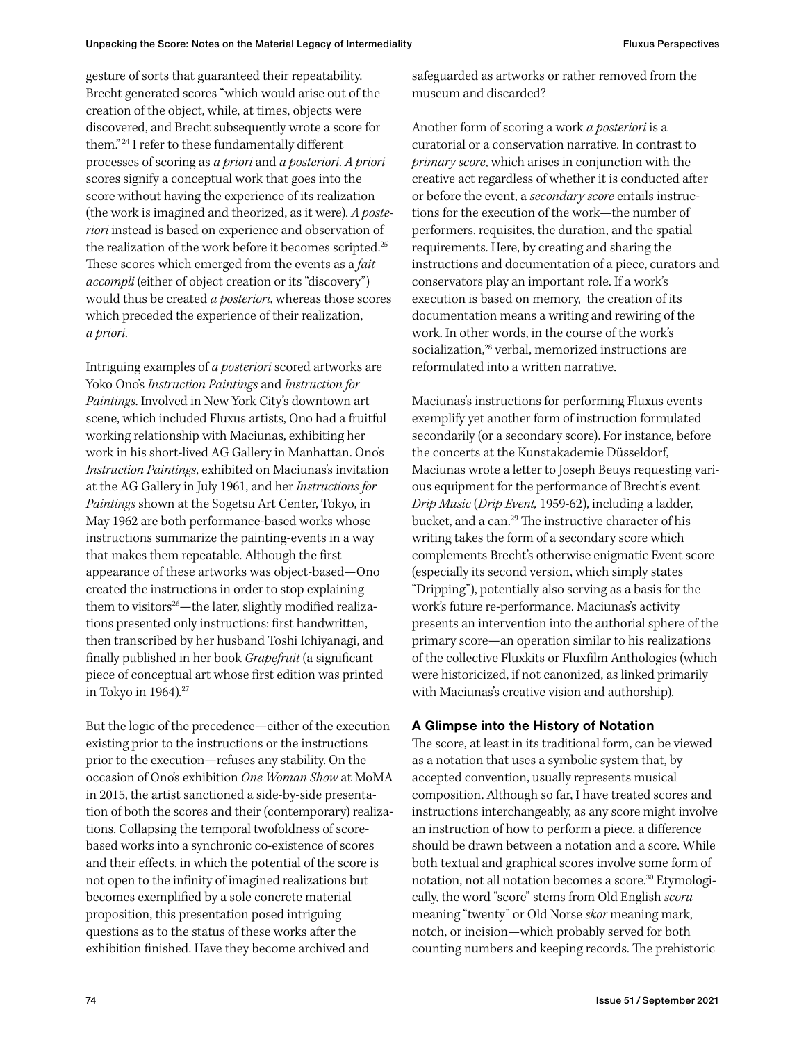gesture of sorts that guaranteed their repeatability. Brecht generated scores "which would arise out of the creation of the object, while, at times, objects were discovered, and Brecht subsequently wrote a score for them."[24] I refer to these fundamentally different processes of scoring as *a priori* and *a posteriori*. *A priori* scores signify a conceptual work that goes into the score without having the experience of its realization (the work is imagined and theorized, as it were). *A posteriori* instead is based on experience and observation of the realization of the work before it becomes scripted.[25] These scores which emerged from the events as a *fait accompli* (either of object creation or its "discovery") would thus be created *a posteriori*, whereas those scores which preceded the experience of their realization, *a priori*.

Intriguing examples of *a posteriori* scored artworks are Yoko Ono's *Instruction Paintings* and *Instruction for Paintings*. Involved in New York City's downtown art scene, which included Fluxus artists, Ono had a fruitful working relationship with Maciunas, exhibiting her work in his short-lived AG Gallery in Manhattan. Ono's *Instruction Paintings*, exhibited on Maciunas's invitation at the AG Gallery in July 1961, and her *Instructions for Paintings* shown at the Sogetsu Art Center, Tokyo, in May 1962 are both performance-based works whose instructions summarize the painting-events in a way that makes them repeatable. Although the first appearance of these artworks was object-based—Ono created the instructions in order to stop explaining them to visitors[26]—the later, slightly modified realizations presented only instructions: first handwritten, then transcribed by her husband Toshi Ichiyanagi, and finally published in her book *Grapefruit* (a significant piece of conceptual art whose first edition was printed in Tokyo in 1964).[27]

But the logic of the precedence—either of the execution existing prior to the instructions or the instructions prior to the execution—refuses any stability. On the occasion of Ono's exhibition *One Woman Show* at MoMA in 2015, the artist sanctioned a side-by-side presentation of both the scores and their (contemporary) realizations. Collapsing the temporal twofoldness of score-based works into a synchronic co-existence of scores and their effects, in which the potential of the score is not open to the infinity of imagined realizations but becomes exemplified by a sole concrete material proposition, this presentation posed intriguing questions as to the status of these works after the exhibition finished. Have they become archived and safeguarded as artworks or rather removed from the museum and discarded?

Another form of scoring a work *a posteriori* is a curatorial or a conservation narrative. In contrast to *primary score*, which arises in conjunction with the creative act regardless of whether it is conducted after or before the event, a *secondary score* entails instructions for the execution of the work—the number of performers, requisites, the duration, and the spatial requirements. Here, by creating and sharing the instructions and documentation of a piece, curators and conservators play an important role. If a work's execution is based on memory, the creation of its documentation means a writing and rewiring of the work. In other words, in the course of the work's socialization,[28] verbal, memorized instructions are reformulated into a written narrative.

Maciunas's instructions for performing Fluxus events exemplify yet another form of instruction formulated secondarily (or a secondary score). For instance, before the concerts at the Kunstakademie Düsseldorf, Maciunas wrote a letter to Joseph Beuys requesting various equipment for the performance of Brecht's event *Drip Music* (*Drip Event,* 1959-62), including a ladder, bucket, and a can.[29] The instructive character of his writing takes the form of a secondary score which complements Brecht's otherwise enigmatic Event score (especially its second version, which simply states "Dripping"), potentially also serving as a basis for the work's future re-performance. Maciunas's activity presents an intervention into the authorial sphere of the primary score—an operation similar to his realizations of the collective Fluxkits or Fluxfilm Anthologies (which were historicized, if not canonized, as linked primarily with Maciunas's creative vision and authorship).

### A Glimpse into the History of Notation

The score, at least in its traditional form, can be viewed as a notation that uses a symbolic system that, by accepted convention, usually represents musical composition. Although so far, I have treated scores and instructions interchangeably, as any score might involve an instruction of how to perform a piece, a difference should be drawn between a notation and a score. While both textual and graphical scores involve some form of notation, not all notation becomes a score.[30] Etymologically, the word "score" stems from Old English *scoru* meaning "twenty" or Old Norse *skor* meaning mark, notch, or incision—which probably served for both counting numbers and keeping records. The prehistoric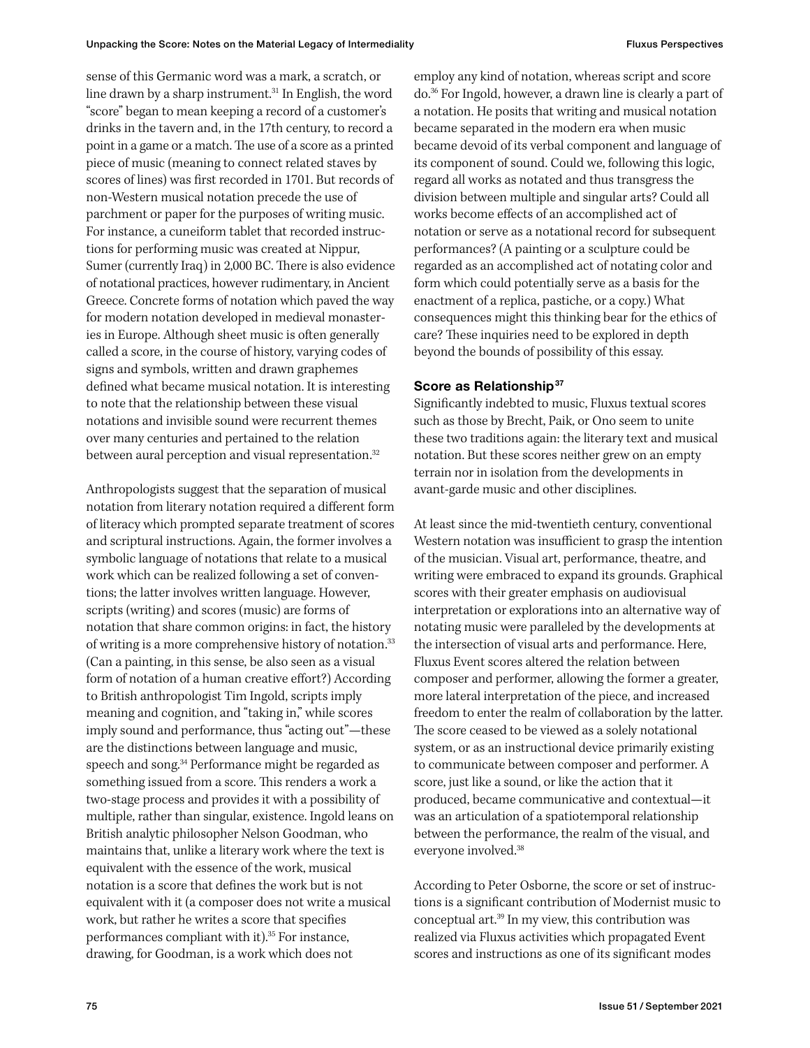sense of this Germanic word was a mark, a scratch, or line drawn by a sharp instrument.[31] In English, the word "score" began to mean keeping a record of a customer's drinks in the tavern and, in the 17th century, to record a point in a game or a match. The use of a score as a printed piece of music (meaning to connect related staves by scores of lines) was first recorded in 1701. But records of non-Western musical notation precede the use of parchment or paper for the purposes of writing music. For instance, a cuneiform tablet that recorded instructions for performing music was created at Nippur, Sumer (currently Iraq) in 2,000 BC. There is also evidence of notational practices, however rudimentary, in Ancient Greece. Concrete forms of notation which paved the way for modern notation developed in medieval monasteries in Europe. Although sheet music is often generally called a score, in the course of history, varying codes of signs and symbols, written and drawn graphemes defined what became musical notation. It is interesting to note that the relationship between these visual notations and invisible sound were recurrent themes over many centuries and pertained to the relation between aural perception and visual representation.[32]

Anthropologists suggest that the separation of musical notation from literary notation required a different form of literacy which prompted separate treatment of scores and scriptural instructions. Again, the former involves a symbolic language of notations that relate to a musical work which can be realized following a set of conventions; the latter involves written language. However, scripts (writing) and scores (music) are forms of notation that share common origins: in fact, the history of writing is a more comprehensive history of notation.[33] (Can a painting, in this sense, be also seen as a visual form of notation of a human creative effort?) According to British anthropologist Tim Ingold, scripts imply meaning and cognition, and "taking in," while scores imply sound and performance, thus "acting out"—these are the distinctions between language and music, speech and song.[34] Performance might be regarded as something issued from a score. This renders a work a two-stage process and provides it with a possibility of multiple, rather than singular, existence. Ingold leans on British analytic philosopher Nelson Goodman, who maintains that, unlike a literary work where the text is equivalent with the essence of the work, musical notation is a score that defines the work but is not equivalent with it (a composer does not write a musical work, but rather he writes a score that specifies performances compliant with it).[35] For instance, drawing, for Goodman, is a work which does not employ any kind of notation, whereas script and score do.[36] For Ingold, however, a drawn line is clearly a part of a notation. He posits that writing and musical notation became separated in the modern era when music became devoid of its verbal component and language of its component of sound. Could we, following this logic, regard all works as notated and thus transgress the division between multiple and singular arts? Could all works become effects of an accomplished act of notation or serve as a notational record for subsequent performances? (A painting or a sculpture could be regarded as an accomplished act of notating color and form which could potentially serve as a basis for the enactment of a replica, pastiche, or a copy.) What consequences might this thinking bear for the ethics of care? These inquiries need to be explored in depth beyond the bounds of possibility of this essay.

### Score as Relationship[37]

Significantly indebted to music, Fluxus textual scores such as those by Brecht, Paik, or Ono seem to unite these two traditions again: the literary text and musical notation. But these scores neither grew on an empty terrain nor in isolation from the developments in avant-garde music and other disciplines.

At least since the mid-twentieth century, conventional Western notation was insufficient to grasp the intention of the musician. Visual art, performance, theatre, and writing were embraced to expand its grounds. Graphical scores with their greater emphasis on audiovisual interpretation or explorations into an alternative way of notating music were paralleled by the developments at the intersection of visual arts and performance. Here, Fluxus Event scores altered the relation between composer and performer, allowing the former a greater, more lateral interpretation of the piece, and increased freedom to enter the realm of collaboration by the latter. The score ceased to be viewed as a solely notational system, or as an instructional device primarily existing to communicate between composer and performer. A score, just like a sound, or like the action that it produced, became communicative and contextual—it was an articulation of a spatiotemporal relationship between the performance, the realm of the visual, and everyone involved.[38]

According to Peter Osborne, the score or set of instructions is a significant contribution of Modernist music to conceptual art.[39] In my view, this contribution was realized via Fluxus activities which propagated Event scores and instructions as one of its significant modes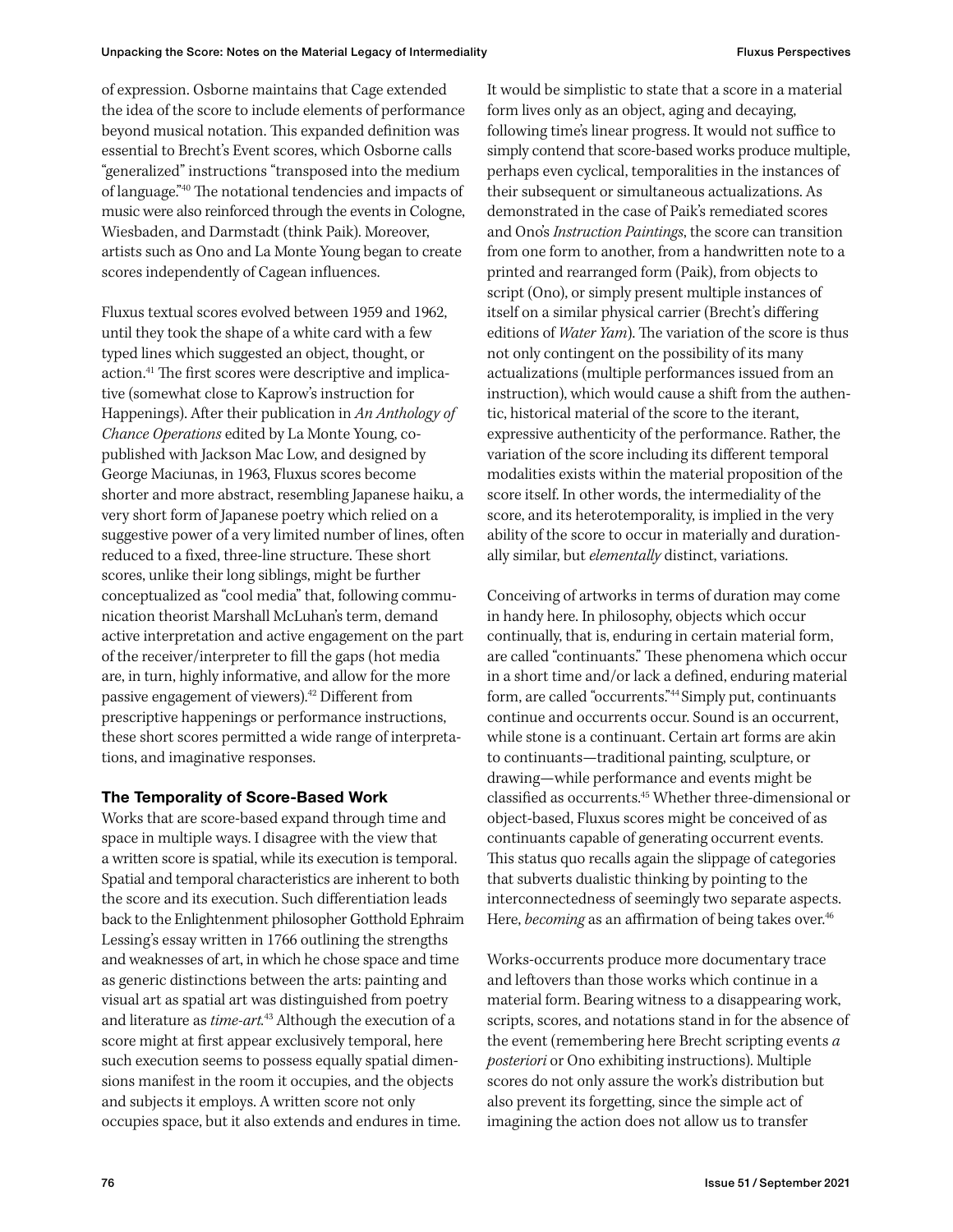of expression. Osborne maintains that Cage extended the idea of the score to include elements of performance beyond musical notation. This expanded definition was essential to Brecht's Event scores, which Osborne calls "generalized" instructions "transposed into the medium of language."[40] The notational tendencies and impacts of music were also reinforced through the events in Cologne, Wiesbaden, and Darmstadt (think Paik). Moreover, artists such as Ono and La Monte Young began to create scores independently of Cagean influences.

Fluxus textual scores evolved between 1959 and 1962, until they took the shape of a white card with a few typed lines which suggested an object, thought, or action.[41] The first scores were descriptive and implicative (somewhat close to Kaprow's instruction for Happenings). After their publication in *An Anthology of Chance Operations* edited by La Monte Young, co-published with Jackson Mac Low, and designed by George Maciunas, in 1963, Fluxus scores become shorter and more abstract, resembling Japanese haiku, a very short form of Japanese poetry which relied on a suggestive power of a very limited number of lines, often reduced to a fixed, three-line structure. These short scores, unlike their long siblings, might be further conceptualized as "cool media" that, following communication theorist Marshall McLuhan's term, demand active interpretation and active engagement on the part of the receiver/interpreter to fill the gaps (hot media are, in turn, highly informative, and allow for the more passive engagement of viewers).[42] Different from prescriptive happenings or performance instructions, these short scores permitted a wide range of interpretations, and imaginative responses.

### The Temporality of Score-Based Work

Works that are score-based expand through time and space in multiple ways. I disagree with the view that a written score is spatial, while its execution is temporal. Spatial and temporal characteristics are inherent to both the score and its execution. Such differentiation leads back to the Enlightenment philosopher Gotthold Ephraim Lessing's essay written in 1766 outlining the strengths and weaknesses of art, in which he chose space and time as generic distinctions between the arts: painting and visual art as spatial art was distinguished from poetry and literature as *time-art*.[43] Although the execution of a score might at first appear exclusively temporal, here such execution seems to possess equally spatial dimensions manifest in the room it occupies, and the objects and subjects it employs. A written score not only occupies space, but it also extends and endures in time.

It would be simplistic to state that a score in a material form lives only as an object, aging and decaying, following time's linear progress. It would not suffice to simply contend that score-based works produce multiple, perhaps even cyclical, temporalities in the instances of their subsequent or simultaneous actualizations. As demonstrated in the case of Paik's remediated scores and Ono's *Instruction Paintings*, the score can transition from one form to another, from a handwritten note to a printed and rearranged form (Paik), from objects to script (Ono), or simply present multiple instances of itself on a similar physical carrier (Brecht's differing editions of *Water Yam*). The variation of the score is thus not only contingent on the possibility of its many actualizations (multiple performances issued from an instruction), which would cause a shift from the authentic, historical material of the score to the iterant, expressive authenticity of the performance. Rather, the variation of the score including its different temporal modalities exists within the material proposition of the score itself. In other words, the intermediality of the score, and its heterotemporality, is implied in the very ability of the score to occur in materially and durationally similar, but *elementally* distinct, variations.

Conceiving of artworks in terms of duration may come in handy here. In philosophy, objects which occur continually, that is, enduring in certain material form, are called "continuants." These phenomena which occur in a short time and/or lack a defined, enduring material form, are called "occurrents."[44] Simply put, continuants continue and occurrents occur. Sound is an occurrent, while stone is a continuant. Certain art forms are akin to continuants—traditional painting, sculpture, or drawing—while performance and events might be classified as occurrents.[45] Whether three-dimensional or object-based, Fluxus scores might be conceived of as continuants capable of generating occurrent events. This status quo recalls again the slippage of categories that subverts dualistic thinking by pointing to the interconnectedness of seemingly two separate aspects. Here, *becoming* as an affirmation of being takes over.[46]

Works-occurrents produce more documentary trace and leftovers than those works which continue in a material form. Bearing witness to a disappearing work, scripts, scores, and notations stand in for the absence of the event (remembering here Brecht scripting events *a posteriori* or Ono exhibiting instructions). Multiple scores do not only assure the work's distribution but also prevent its forgetting, since the simple act of imagining the action does not allow us to transfer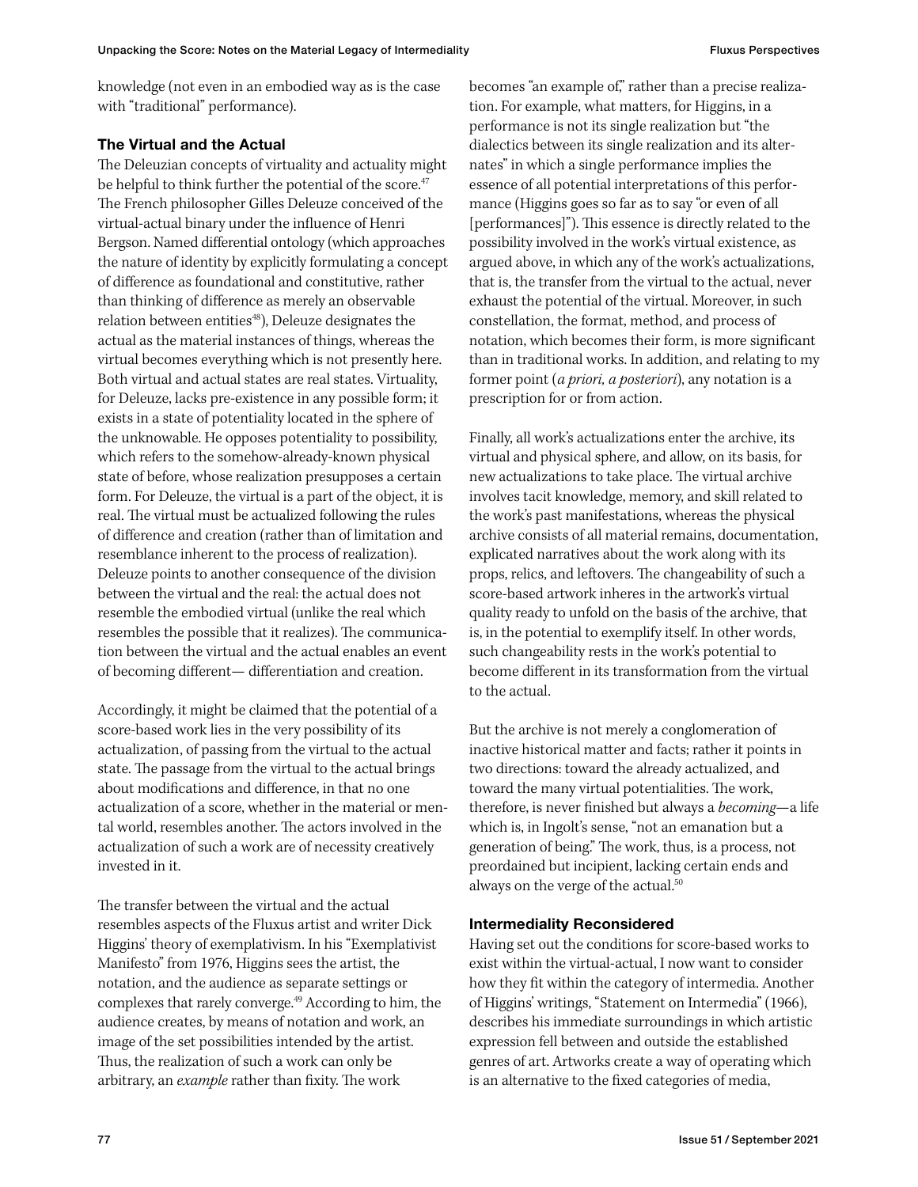knowledge (not even in an embodied way as is the case with "traditional" performance).

### The Virtual and the Actual

The Deleuzian concepts of virtuality and actuality might be helpful to think further the potential of the score.[47] The French philosopher Gilles Deleuze conceived of the virtual-actual binary under the influence of Henri Bergson. Named differential ontology (which approaches the nature of identity by explicitly formulating a concept of difference as foundational and constitutive, rather than thinking of difference as merely an observable relation between entities[48]), Deleuze designates the actual as the material instances of things, whereas the virtual becomes everything which is not presently here. Both virtual and actual states are real states. Virtuality, for Deleuze, lacks pre-existence in any possible form; it exists in a state of potentiality located in the sphere of the unknowable. He opposes potentiality to possibility, which refers to the somehow-already-known physical state of before, whose realization presupposes a certain form. For Deleuze, the virtual is a part of the object, it is real. The virtual must be actualized following the rules of difference and creation (rather than of limitation and resemblance inherent to the process of realization). Deleuze points to another consequence of the division between the virtual and the real: the actual does not resemble the embodied virtual (unlike the real which resembles the possible that it realizes). The communication between the virtual and the actual enables an event of becoming different— differentiation and creation.

Accordingly, it might be claimed that the potential of a score-based work lies in the very possibility of its actualization, of passing from the virtual to the actual state. The passage from the virtual to the actual brings about modifications and difference, in that no one actualization of a score, whether in the material or mental world, resembles another. The actors involved in the actualization of such a work are of necessity creatively invested in it.

The transfer between the virtual and the actual resembles aspects of the Fluxus artist and writer Dick Higgins' theory of exemplativism. In his "Exemplativist Manifesto" from 1976, Higgins sees the artist, the notation, and the audience as separate settings or complexes that rarely converge.[49] According to him, the audience creates, by means of notation and work, an image of the set possibilities intended by the artist. Thus, the realization of such a work can only be arbitrary, an *example* rather than fixity. The work becomes "an example of," rather than a precise realization. For example, what matters, for Higgins, in a performance is not its single realization but "the dialectics between its single realization and its alternates" in which a single performance implies the essence of all potential interpretations of this performance (Higgins goes so far as to say "or even of all [performances]"). This essence is directly related to the possibility involved in the work's virtual existence, as argued above, in which any of the work's actualizations, that is, the transfer from the virtual to the actual, never exhaust the potential of the virtual. Moreover, in such constellation, the format, method, and process of notation, which becomes their form, is more significant than in traditional works. In addition, and relating to my former point (*a priori, a posteriori*), any notation is a prescription for or from action.

Finally, all work's actualizations enter the archive, its virtual and physical sphere, and allow, on its basis, for new actualizations to take place. The virtual archive involves tacit knowledge, memory, and skill related to the work's past manifestations, whereas the physical archive consists of all material remains, documentation, explicated narratives about the work along with its props, relics, and leftovers. The changeability of such a score-based artwork inheres in the artwork's virtual quality ready to unfold on the basis of the archive, that is, in the potential to exemplify itself. In other words, such changeability rests in the work's potential to become different in its transformation from the virtual to the actual.

But the archive is not merely a conglomeration of inactive historical matter and facts; rather it points in two directions: toward the already actualized, and toward the many virtual potentialities. The work, therefore, is never finished but always a *becoming*—a life which is, in Ingolt's sense, "not an emanation but a generation of being." The work, thus, is a process, not preordained but incipient, lacking certain ends and always on the verge of the actual.[50]

### Intermediality Reconsidered

Having set out the conditions for score-based works to exist within the virtual-actual, I now want to consider how they fit within the category of intermedia. Another of Higgins' writings, "Statement on Intermedia" (1966), describes his immediate surroundings in which artistic expression fell between and outside the established genres of art. Artworks create a way of operating which is an alternative to the fixed categories of media,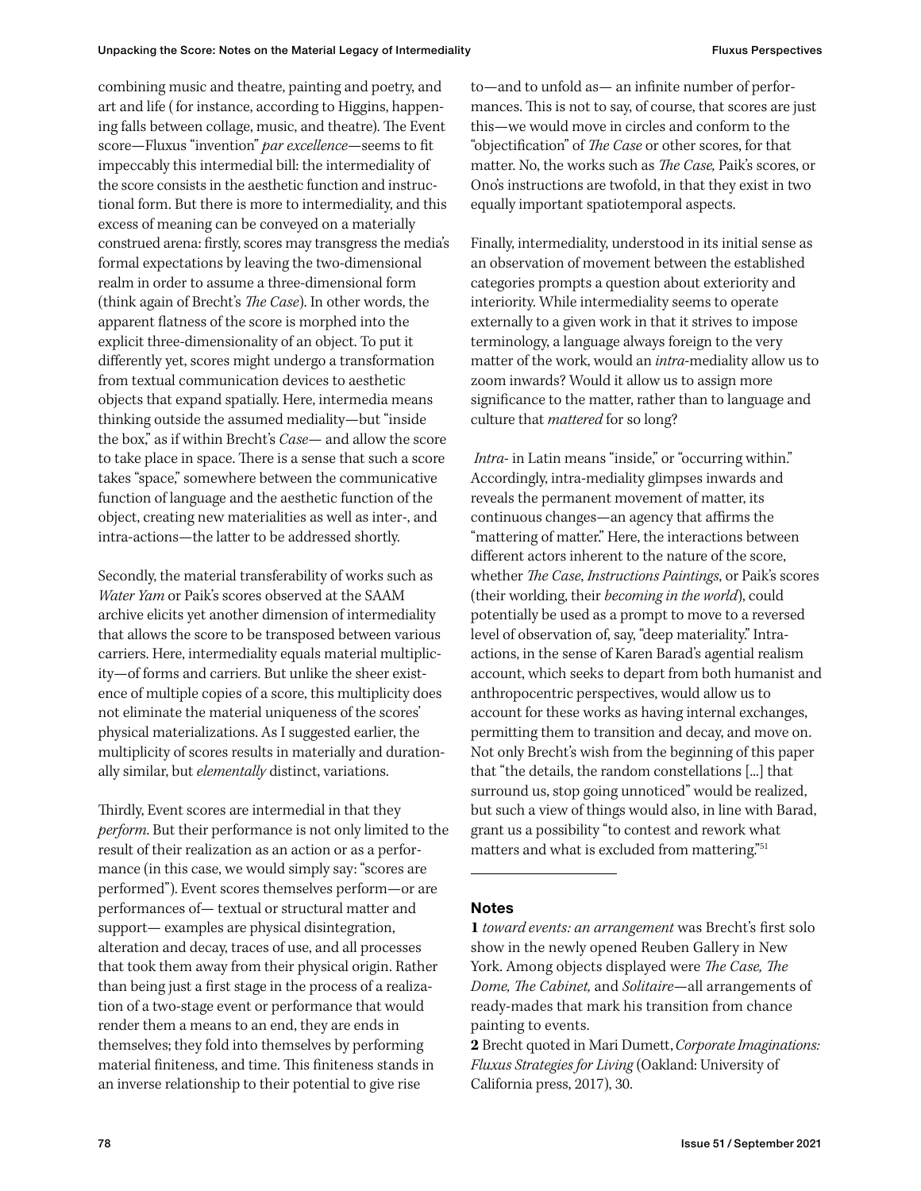combining music and theatre, painting and poetry, and art and life ( for instance, according to Higgins, happening falls between collage, music, and theatre). The Event score—Fluxus "invention" *par excellence*—seems to fit impeccably this intermedial bill: the intermediality of the score consists in the aesthetic function and instructional form. But there is more to intermediality, and this excess of meaning can be conveyed on a materially construed arena: firstly, scores may transgress the media's formal expectations by leaving the two-dimensional realm in order to assume a three-dimensional form (think again of Brecht's *The Case*). In other words, the apparent flatness of the score is morphed into the explicit three-dimensionality of an object. To put it differently yet, scores might undergo a transformation from textual communication devices to aesthetic objects that expand spatially. Here, intermedia means thinking outside the assumed mediality—but "inside the box," as if within Brecht's *Case*— and allow the score to take place in space. There is a sense that such a score takes "space," somewhere between the communicative function of language and the aesthetic function of the object, creating new materialities as well as inter-, and intra-actions—the latter to be addressed shortly.

Secondly, the material transferability of works such as *Water Yam* or Paik's scores observed at the SAAM archive elicits yet another dimension of intermediality that allows the score to be transposed between various carriers. Here, intermediality equals material multiplicity—of forms and carriers. But unlike the sheer existence of multiple copies of a score, this multiplicity does not eliminate the material uniqueness of the scores' physical materializations. As I suggested earlier, the multiplicity of scores results in materially and durationally similar, but *elementally* distinct, variations.

Thirdly, Event scores are intermedial in that they *perform*. But their performance is not only limited to the result of their realization as an action or as a performance (in this case, we would simply say: "scores are performed"). Event scores themselves perform—or are performances of— textual or structural matter and support— examples are physical disintegration, alteration and decay, traces of use, and all processes that took them away from their physical origin. Rather than being just a first stage in the process of a realization of a two-stage event or performance that would render them a means to an end, they are ends in themselves; they fold into themselves by performing material finiteness, and time. This finiteness stands in an inverse relationship to their potential to give rise to—and to unfold as— an infinite number of performances. This is not to say, of course, that scores are just this—we would move in circles and conform to the "objectification" of *The Case* or other scores, for that matter. No, the works such as *The Case,* Paik's scores, or Ono's instructions are twofold, in that they exist in two equally important spatiotemporal aspects.

Finally, intermediality, understood in its initial sense as an observation of movement between the established categories prompts a question about exteriority and interiority. While intermediality seems to operate externally to a given work in that it strives to impose terminology, a language always foreign to the very matter of the work, would an *intra*-mediality allow us to zoom inwards? Would it allow us to assign more significance to the matter, rather than to language and culture that *mattered* for so long?

*Intra-* in Latin means "inside," or "occurring within." Accordingly, intra-mediality glimpses inwards and reveals the permanent movement of matter, its continuous changes—an agency that affirms the "mattering of matter." Here, the interactions between different actors inherent to the nature of the score, whether *The Case*, *Instructions Paintings*, or Paik's scores (their worlding, their *becoming in the world*), could potentially be used as a prompt to move to a reversed level of observation of, say, "deep materiality." Intra-actions, in the sense of Karen Barad's agential realism account, which seeks to depart from both humanist and anthropocentric perspectives, would allow us to account for these works as having internal exchanges, permitting them to transition and decay, and move on. Not only Brecht's wish from the beginning of this paper that "the details, the random constellations [...] that surround us, stop going unnoticed" would be realized, but such a view of things would also, in line with Barad, grant us a possibility "to contest and rework what matters and what is excluded from mattering."[51]

---

### Notes

**1** *toward events: an arrangement* was Brecht's first solo show in the newly opened Reuben Gallery in New York. Among objects displayed were *The Case, The Dome, The Cabinet,* and *Solitaire*—all arrangements of ready-mades that mark his transition from chance painting to events.

**2** Brecht quoted in Mari Dumett, *Corporate Imaginations: Fluxus Strategies for Living* (Oakland: University of California press, 2017), 30.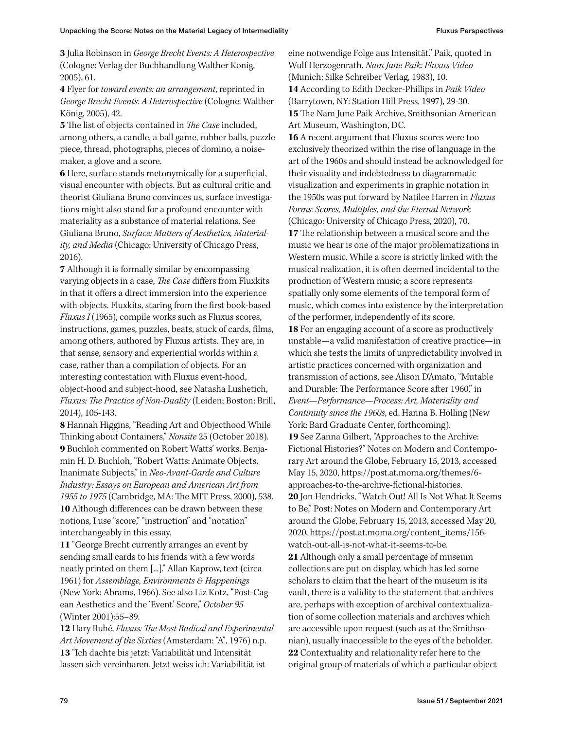**3** Julia Robinson in *George Brecht Events: A Heterospective* (Cologne: Verlag der Buchhandlung Walther Konig, 2005), 61.

**4** Flyer for *toward events: an arrangement*, reprinted in *George Brecht Events: A Heterospective* (Cologne: Walther König, 2005), 42.

**5** The list of objects contained in *The Case* included, among others, a candle, a ball game, rubber balls, puzzle piece, thread, photographs, pieces of domino, a noise-maker, a glove and a score.

**6** Here, surface stands metonymically for a superficial, visual encounter with objects. But as cultural critic and theorist Giuliana Bruno convinces us, surface investigations might also stand for a profound encounter with materiality as a substance of material relations. See Giuliana Bruno, *Surface: Matters of Aesthetics, Materiality, and Media* (Chicago: University of Chicago Press, 2016).

**7** Although it is formally similar by encompassing varying objects in a case, *The Case* differs from Fluxkits in that it offers a direct immersion into the experience with objects. Fluxkits, staring from the first book-based *Fluxus I* (1965), compile works such as Fluxus scores, instructions, games, puzzles, beats, stuck of cards, films, among others, authored by Fluxus artists. They are, in that sense, sensory and experiential worlds within a case, rather than a compilation of objects. For an interesting contestation with Fluxus event-hood, object-hood and subject-hood, see Natasha Lushetich, *Fluxus: The Practice of Non-Duality* (Leiden; Boston: Brill, 2014), 105-143.

**8** Hannah Higgins, "Reading Art and Objecthood While Thinking about Containers," *Nonsite* 25 (October 2018).

**9** Buchloh commented on Robert Watts' works. Benjamin H. D. Buchloh, "Robert Watts: Animate Objects, Inanimate Subjects," in *Neo-Avant-Garde and Culture Industry: Essays on European and American Art from 1955 to 1975* (Cambridge, MA: The MIT Press, 2000), 538.

**10** Although differences can be drawn between these notions, I use "score," "instruction" and "notation" interchangeably in this essay.

**11** "George Brecht currently arranges an event by sending small cards to his friends with a few words neatly printed on them [...]." Allan Kaprow, text (circa 1961) for *Assemblage, Environments & Happenings* (New York: Abrams, 1966). See also Liz Kotz, "Post-Cagean Aesthetics and the 'Event' Score," *October 95* (Winter 2001):55–89.

**12** Hary Ruhé, *Fluxus: The Most Radical and Experimental Art Movement of the Sixties* (Amsterdam: "A", 1976) n.p.

**13** "Ich dachte bis jetzt: Variabilität und Intensität lassen sich vereinbaren. Jetzt weiss ich: Variabilität ist eine notwendige Folge aus Intensität." Paik, quoted in Wulf Herzogenrath, *Nam June Paik: Fluxus-Video* (Munich: Silke Schreiber Verlag, 1983), 10.

**14** According to Edith Decker-Phillips in *Paik Video* (Barrytown, NY: Station Hill Press, 1997), 29-30.

**15** The Nam June Paik Archive, Smithsonian American Art Museum, Washington, DC.

**16** A recent argument that Fluxus scores were too exclusively theorized within the rise of language in the art of the 1960s and should instead be acknowledged for their visuality and indebtedness to diagrammatic visualization and experiments in graphic notation in the 1950s was put forward by Natilee Harren in *Fluxus Forms: Scores, Multiples, and the Eternal Network* (Chicago: University of Chicago Press, 2020), 70.

**17** The relationship between a musical score and the music we hear is one of the major problematizations in Western music. While a score is strictly linked with the musical realization, it is often deemed incidental to the production of Western music; a score represents spatially only some elements of the temporal form of music, which comes into existence by the interpretation of the performer, independently of its score.

**18** For an engaging account of a score as productively unstable—a valid manifestation of creative practice—in which she tests the limits of unpredictability involved in artistic practices concerned with organization and transmission of actions, see Alison D'Amato, "Mutable and Durable: The Performance Score after 1960," in *Event—Performance—Process: Art, Materiality and Continuity since the 1960s*, ed. Hanna B. Hölling (New York: Bard Graduate Center, forthcoming).

**19** See Zanna Gilbert, "Approaches to the Archive: Fictional Histories?" Notes on Modern and Contemporary Art around the Globe, February 15, 2013, accessed May 15, 2020, https://post.at.moma.org/themes/6-approaches-to-the-archive-fictional-histories.

**20** Jon Hendricks, "Watch Out! All Is Not What It Seems to Be," Post: Notes on Modern and Contemporary Art around the Globe, February 15, 2013, accessed May 20, 2020, https://post.at.moma.org/content_items/156-watch-out-all-is-not-what-it-seems-to-be.

**21** Although only a small percentage of museum collections are put on display, which has led some scholars to claim that the heart of the museum is its vault, there is a validity to the statement that archives are, perhaps with exception of archival contextualization of some collection materials and archives which are accessible upon request (such as at the Smithsonian), usually inaccessible to the eyes of the beholder.

**22** Contextuality and relationality refer here to the original group of materials of which a particular object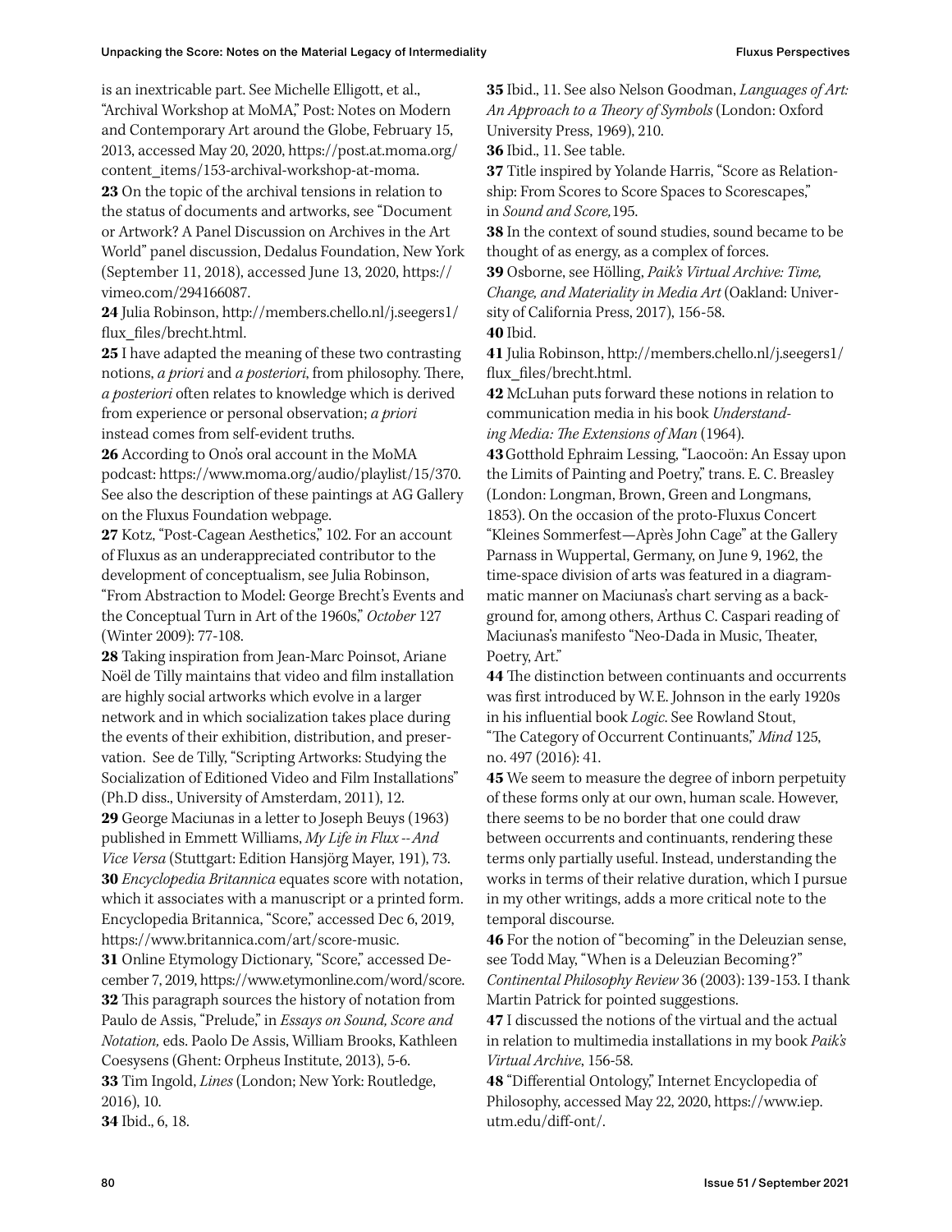is an inextricable part. See Michelle Elligott, et al., "Archival Workshop at MoMA," Post: Notes on Modern and Contemporary Art around the Globe, February 15, 2013, accessed May 20, 2020, https://post.at.moma.org/content_items/153-archival-workshop-at-moma.

**23** On the topic of the archival tensions in relation to the status of documents and artworks, see "Document or Artwork? A Panel Discussion on Archives in the Art World" panel discussion, Dedalus Foundation, New York (September 11, 2018), accessed June 13, 2020, https://vimeo.com/294166087.

**24** Julia Robinson, http://members.chello.nl/j.seegers1/flux_files/brecht.html.

**25** I have adapted the meaning of these two contrasting notions, *a priori* and *a posteriori*, from philosophy. There, *a posteriori* often relates to knowledge which is derived from experience or personal observation; *a priori* instead comes from self-evident truths.

**26** According to Ono's oral account in the MoMA podcast: https://www.moma.org/audio/playlist/15/370. See also the description of these paintings at AG Gallery on the Fluxus Foundation webpage.

**27** Kotz, "Post-Cagean Aesthetics," 102. For an account of Fluxus as an underappreciated contributor to the development of conceptualism, see Julia Robinson, "From Abstraction to Model: George Brecht's Events and the Conceptual Turn in Art of the 1960s," *October* 127 (Winter 2009): 77-108.

**28** Taking inspiration from Jean-Marc Poinsot, Ariane Noël de Tilly maintains that video and film installation are highly social artworks which evolve in a larger network and in which socialization takes place during the events of their exhibition, distribution, and preservation. See de Tilly, "Scripting Artworks: Studying the Socialization of Editioned Video and Film Installations" (Ph.D diss., University of Amsterdam, 2011), 12.

**29** George Maciunas in a letter to Joseph Beuys (1963) published in Emmett Williams, *My Life in Flux -- And Vice Versa* (Stuttgart: Edition Hansjörg Mayer, 191), 73.

**30** *Encyclopedia Britannica* equates score with notation, which it associates with a manuscript or a printed form. Encyclopedia Britannica, "Score," accessed Dec 6, 2019, https://www.britannica.com/art/score-music.

**31** Online Etymology Dictionary, "Score," accessed December 7, 2019, https://www.etymonline.com/word/score.

**32** This paragraph sources the history of notation from Paulo de Assis, "Prelude," in *Essays on Sound, Score and Notation,* eds. Paolo De Assis, William Brooks, Kathleen Coesysens (Ghent: Orpheus Institute, 2013), 5-6.

**33** Tim Ingold, *Lines* (London; New York: Routledge, 2016), 10.

**34** Ibid., 6, 18.

**35** Ibid., 11. See also Nelson Goodman, *Languages of Art: An Approach to a Theory of Symbols* (London: Oxford University Press, 1969), 210.

**36** Ibid., 11. See table.

**37** Title inspired by Yolande Harris, "Score as Relationship: From Scores to Score Spaces to Scorescapes," in *Sound and Score,*195.

**38** In the context of sound studies, sound became to be thought of as energy, as a complex of forces.

**39** Osborne, see Hölling, *Paik's Virtual Archive: Time, Change, and Materiality in Media Art* (Oakland: University of California Press, 2017), 156-58.

**40** Ibid.

**41** Julia Robinson, http://members.chello.nl/j.seegers1/flux_files/brecht.html.

**42** McLuhan puts forward these notions in relation to communication media in his book *Understanding Media: The Extensions of Man* (1964).

**43** Gotthold Ephraim Lessing, "Laocoön: An Essay upon the Limits of Painting and Poetry," trans. E. C. Breasley (London: Longman, Brown, Green and Longmans, 1853). On the occasion of the proto-Fluxus Concert "Kleines Sommerfest—Après John Cage" at the Gallery Parnass in Wuppertal, Germany, on June 9, 1962, the time-space division of arts was featured in a diagrammatic manner on Maciunas's chart serving as a background for, among others, Arthus C. Caspari reading of Maciunas's manifesto "Neo-Dada in Music, Theater, Poetry, Art."

**44** The distinction between continuants and occurrents was first introduced by W.E. Johnson in the early 1920s in his influential book *Logic*. See Rowland Stout, "The Category of Occurrent Continuants," *Mind* 125, no. 497 (2016): 41.

**45** We seem to measure the degree of inborn perpetuity of these forms only at our own, human scale. However, there seems to be no border that one could draw between occurrents and continuants, rendering these terms only partially useful. Instead, understanding the works in terms of their relative duration, which I pursue in my other writings, adds a more critical note to the temporal discourse.

**46** For the notion of "becoming" in the Deleuzian sense, see Todd May, "When is a Deleuzian Becoming?" *Continental Philosophy Review* 36 (2003): 139-153. I thank Martin Patrick for pointed suggestions.

**47** I discussed the notions of the virtual and the actual in relation to multimedia installations in my book *Paik's Virtual Archive*, 156-58.

**48** "Differential Ontology," Internet Encyclopedia of Philosophy, accessed May 22, 2020, https://www.iep.utm.edu/diff-ont/.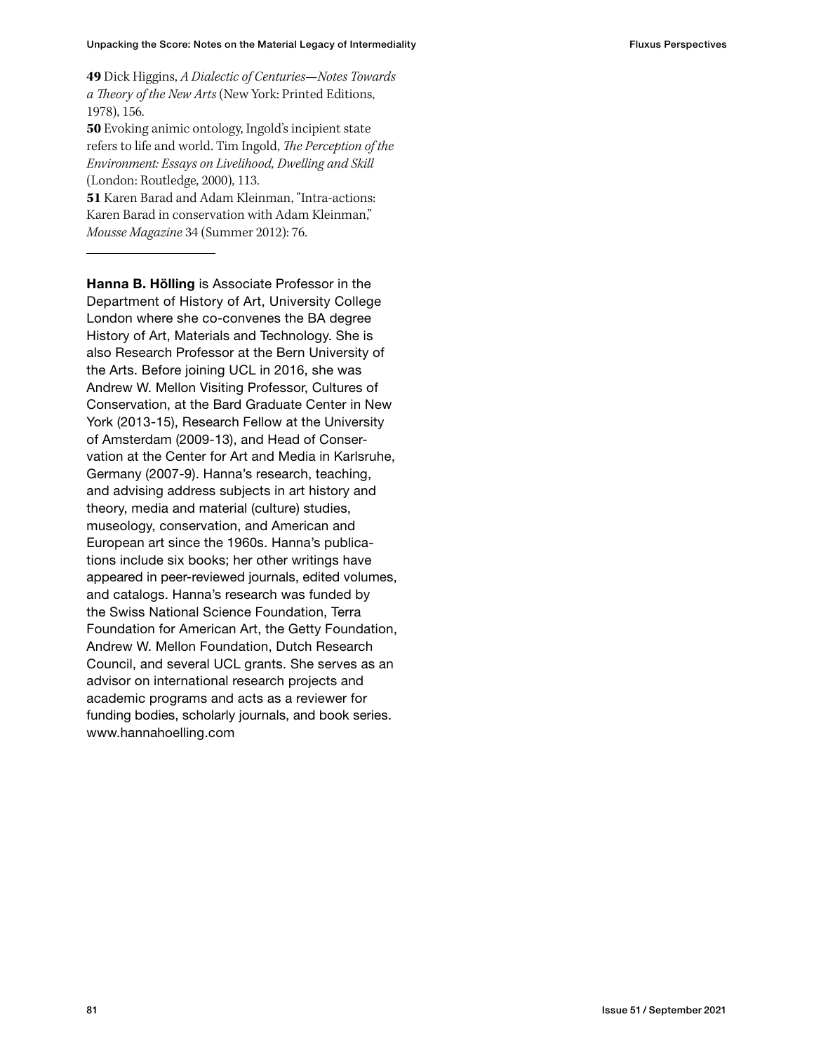**49** Dick Higgins, *A Dialectic of Centuries—Notes Towards a Theory of the New Arts* (New York: Printed Editions, 1978), 156.
**50** Evoking animic ontology, Ingold's incipient state refers to life and world. Tim Ingold, *The Perception of the Environment: Essays on Livelihood, Dwelling and Skill* (London: Routledge, 2000), 113.
**51** Karen Barad and Adam Kleinman, "Intra-actions: Karen Barad in conservation with Adam Kleinman," *Mousse Magazine* 34 (Summer 2012): 76.

---

**Hanna B. Hölling** is Associate Professor in the Department of History of Art, University College London where she co-convenes the BA degree History of Art, Materials and Technology. She is also Research Professor at the Bern University of the Arts. Before joining UCL in 2016, she was Andrew W. Mellon Visiting Professor, Cultures of Conservation, at the Bard Graduate Center in New York (2013-15), Research Fellow at the University of Amsterdam (2009-13), and Head of Conservation at the Center for Art and Media in Karlsruhe, Germany (2007-9). Hanna's research, teaching, and advising address subjects in art history and theory, media and material (culture) studies, museology, conservation, and American and European art since the 1960s. Hanna's publications include six books; her other writings have appeared in peer-reviewed journals, edited volumes, and catalogs. Hanna's research was funded by the Swiss National Science Foundation, Terra Foundation for American Art, the Getty Foundation, Andrew W. Mellon Foundation, Dutch Research Council, and several UCL grants. She serves as an advisor on international research projects and academic programs and acts as a reviewer for funding bodies, scholarly journals, and book series. www.hannahoelling.com